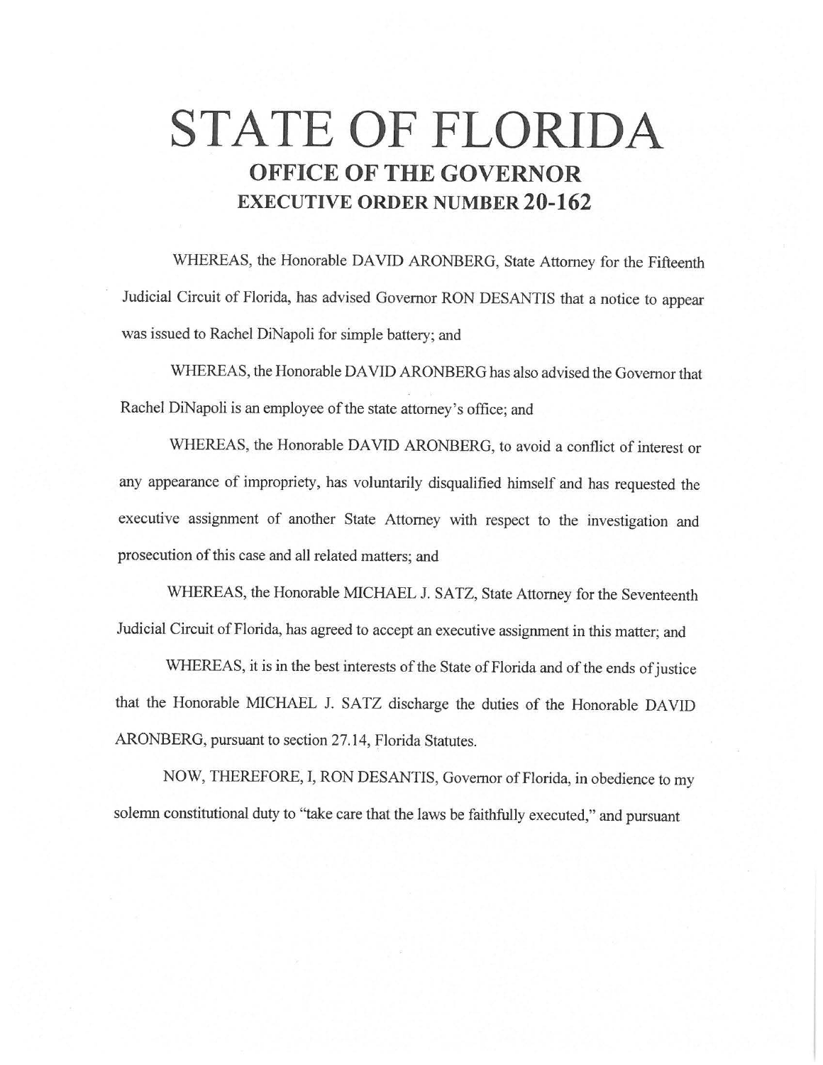# STATE OF FLORIDA

## OFFICE OF THE GOVERNOR

## EXECUTIVE ORDER NUMBER 20-162

WHEREAS, the Honorable DAVID ARONBERG, State Attorney for the Fifteenth Judicial Circuit of Florida, has advised Governor RON DESANTIS that a notice to appear was issued to Rachel DiNapoli for simple battery; and

WHEREAS, the Honorable DAVID ARONBERG has also advised the Governor that Rachel DiNapoli is an employee of the state attorney's office; and

WHEREAS, the Honorable DAVID ARONBERG, to avoid a conflict of interest or any appearance of impropriety, has voluntarily disqualified himself and has requested the executive assignment of another State Attorney with respect to the investigation and prosecution of this case and all related matters; and

WHEREAS, the Honorable MICHAEL J. SATZ, State Attorney for the Seventeenth Judicial Circuit of Florida, has agreed to accept an executive assignment in this matter; and

WHEREAS, it is in the best interests of the State of Florida and of the ends of justice that the Honorable MICHAEL J. SATZ discharge the duties of the Honorable DAVID ARONBERG, pursuant to section 27.14, Florida Statutes.

NOW, THEREFORE, I, RON DESANTIS, Governor of Florida, in obedience to my solemn constitutional duty to "take care that the laws be faithfully executed," and pursuant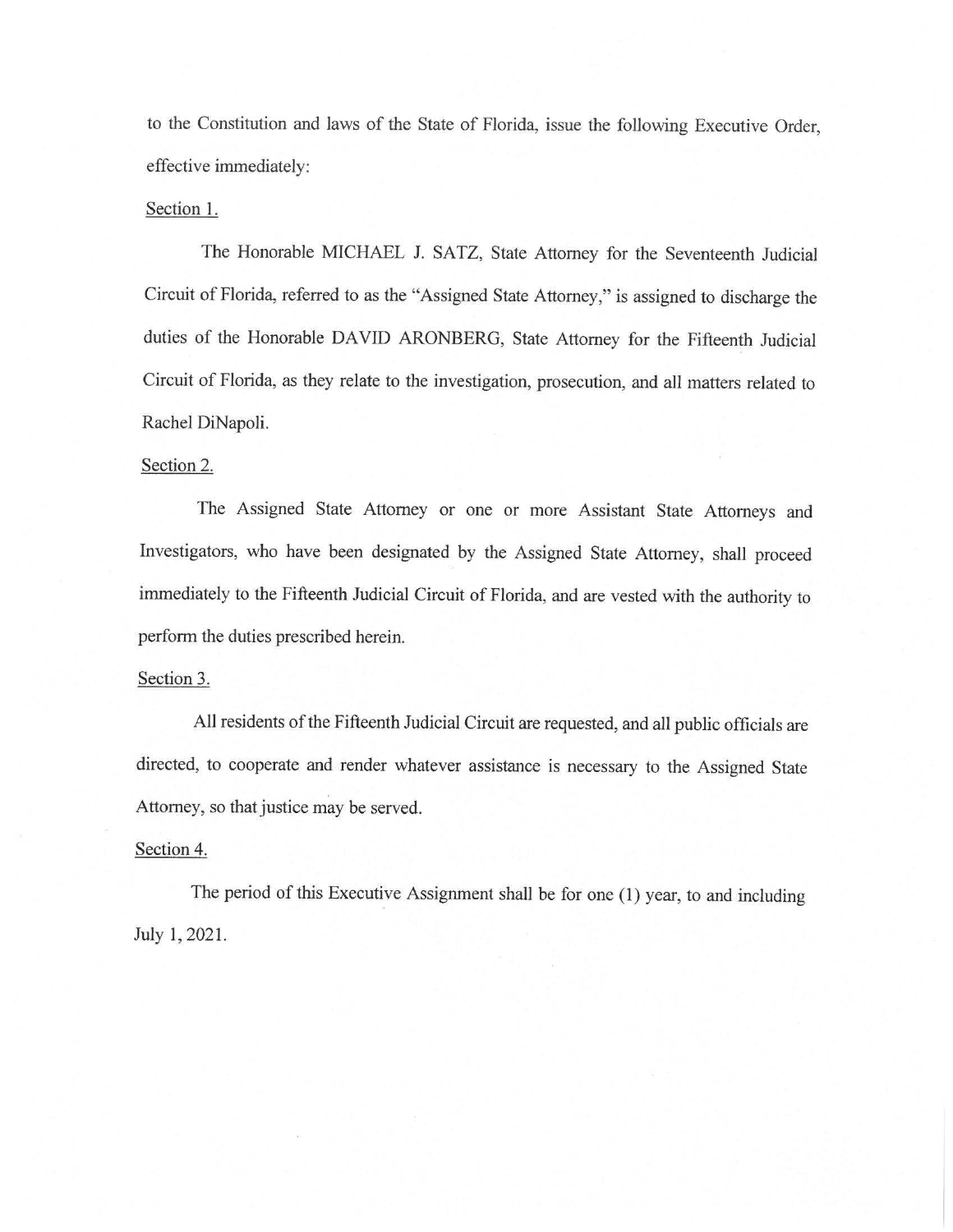to the Constitution and laws of the State of Florida, issue the following Executive Order, effective immediately:

Section 1.

The Honorable MICHAEL J. SATZ, State Attorney for the Seventeenth Judicial Circuit of Florida, referred to as the "Assigned State Attorney," is assigned to discharge the duties of the Honorable DAVID ARONBERG, State Attorney for the Fifteenth Judicial Circuit of Florida, as they relate to the investigation, prosecution, and all matters related to Rachel DiNapoli.

Section 2.

The Assigned State Attorney or one or more Assistant State Attorneys and Investigators, who have been designated by the Assigned State Attorney, shall proceed immediately to the Fifteenth Judicial Circuit of Florida, and are vested with the authority to perform the duties prescribed herein.

Section 3.

All residents of the Fifteenth Judicial Circuit are requested, and all public officials are directed, to cooperate and render whatever assistance is necessary to the Assigned State Attorney, so that justice may be served.

Section 4.

The period of this Executive Assignment shall be for one (1) year, to and including July 1, 2021.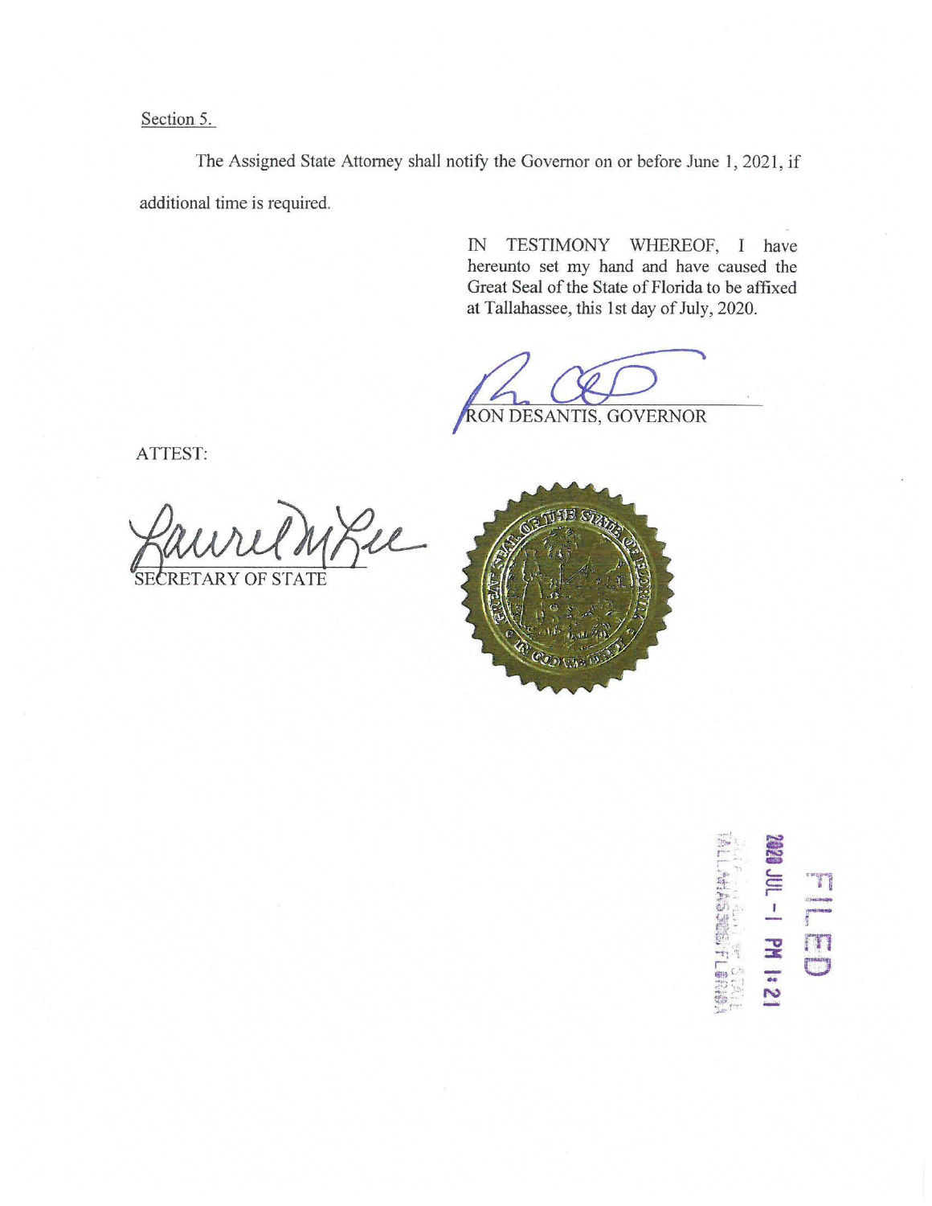Section 5.

The Assigned State Attorney shall notify the Governor on or before June 1, 2021, if additional time is required.

IN TESTIMONY WHEREOF, I have hereunto set my hand and have caused the Great Seal of the State of Florida to be affixed at Tallahassee, this 1st day of July, 2020.

RON DESANTIS, GOVERNOR

ATTEST:

SECRETARY OF STATE

FILED

2020 JUL -1 PM 1:21

SECRETARY OF STATE
TALLAHASSEE, FLORIDA